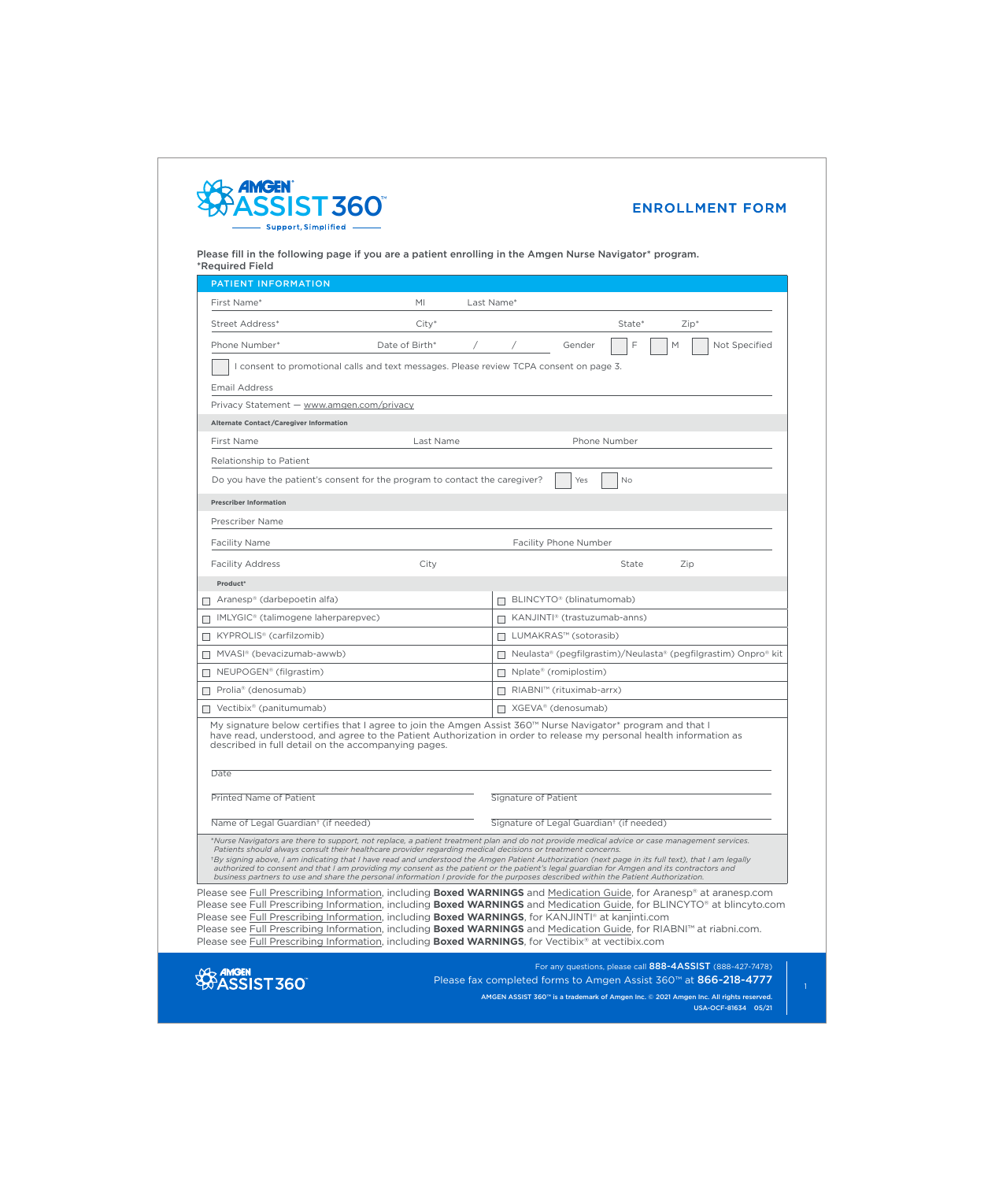# AMGEN ASSIST 360™

Support, Simplified

## ENROLLMENT FORM

Please fill in the following page if you are a patient enrolling in the Amgen Nurse Navigator* program.
*Required Field

### PATIENT INFORMATION

First Name* MI Last Name*

Street Address* City* State* Zip*

Phone Number* Date of Birth* / / Gender ☐ F ☐ M ☐ Not Specified

☐ I consent to promotional calls and text messages. Please review TCPA consent on page 3.

Email Address

Privacy Statement — www.amgen.com/privacy

**Alternate Contact/Caregiver Information**

First Name Last Name Phone Number

Relationship to Patient

Do you have the patient's consent for the program to contact the caregiver? ☐ Yes ☐ No

**Prescriber Information**

Prescriber Name

Facility Name Facility Phone Number

Facility Address City State Zip

**Product***

| | |
|---|---|
| ☐ Aranesp® (darbepoetin alfa) | ☐ BLINCYTO® (blinatumomab) |
| ☐ IMLYGIC® (talimogene laherparepvec) | ☐ KANJINTI® (trastuzumab-anns) |
| ☐ KYPROLIS® (carfilzomib) | ☐ LUMAKRAS™ (sotorasib) |
| ☐ MVASI® (bevacizumab-awwb) | ☐ Neulasta® (pegfilgrastim)/Neulasta® (pegfilgrastim) Onpro® kit |
| ☐ NEUPOGEN® (filgrastim) | ☐ Nplate® (romiplostim) |
| ☐ Prolia® (denosumab) | ☐ RIABNI™ (rituximab-arrx) |
| ☐ Vectibix® (panitumumab) | ☐ XGEVA® (denosumab) |

My signature below certifies that I agree to join the Amgen Assist 360™ Nurse Navigator* program and that I have read, understood, and agree to the Patient Authorization in order to release my personal health information as described in full detail on the accompanying pages.

Date

Printed Name of Patient Signature of Patient

Name of Legal Guardian† (if needed) Signature of Legal Guardian† (if needed)

*Nurse Navigators are there to support, not replace, a patient treatment plan and do not provide medical advice or case management services. Patients should always consult their healthcare provider regarding medical decisions or treatment concerns.

†By signing above, I am indicating that I have read and understood the Amgen Patient Authorization (next page in its full text), that I am legally authorized to consent and that I am providing my consent as the patient or the patient's legal guardian for Amgen and its contractors and business partners to use and share the personal information I provide for the purposes described within the Patient Authorization.

Please see Full Prescribing Information, including **Boxed WARNINGS** and Medication Guide, for Aranesp® at aranesp.com
Please see Full Prescribing Information, including **Boxed WARNINGS** and Medication Guide, for BLINCYTO® at blincyto.com
Please see Full Prescribing Information, including **Boxed WARNINGS**, for KANJINTI® at kanjinti.com
Please see Full Prescribing Information, including **Boxed WARNINGS** and Medication Guide, for RIABNI™ at riabni.com.
Please see Full Prescribing Information, including **Boxed WARNINGS**, for Vectibix® at vectibix.com

For any questions, please call **888-4ASSIST** (888-427-7478)
Please fax completed forms to Amgen Assist 360™ at **866-218-4777**

AMGEN ASSIST 360™ is a trademark of Amgen Inc. © 2021 Amgen Inc. All rights reserved.
USA-OCF-81634 05/21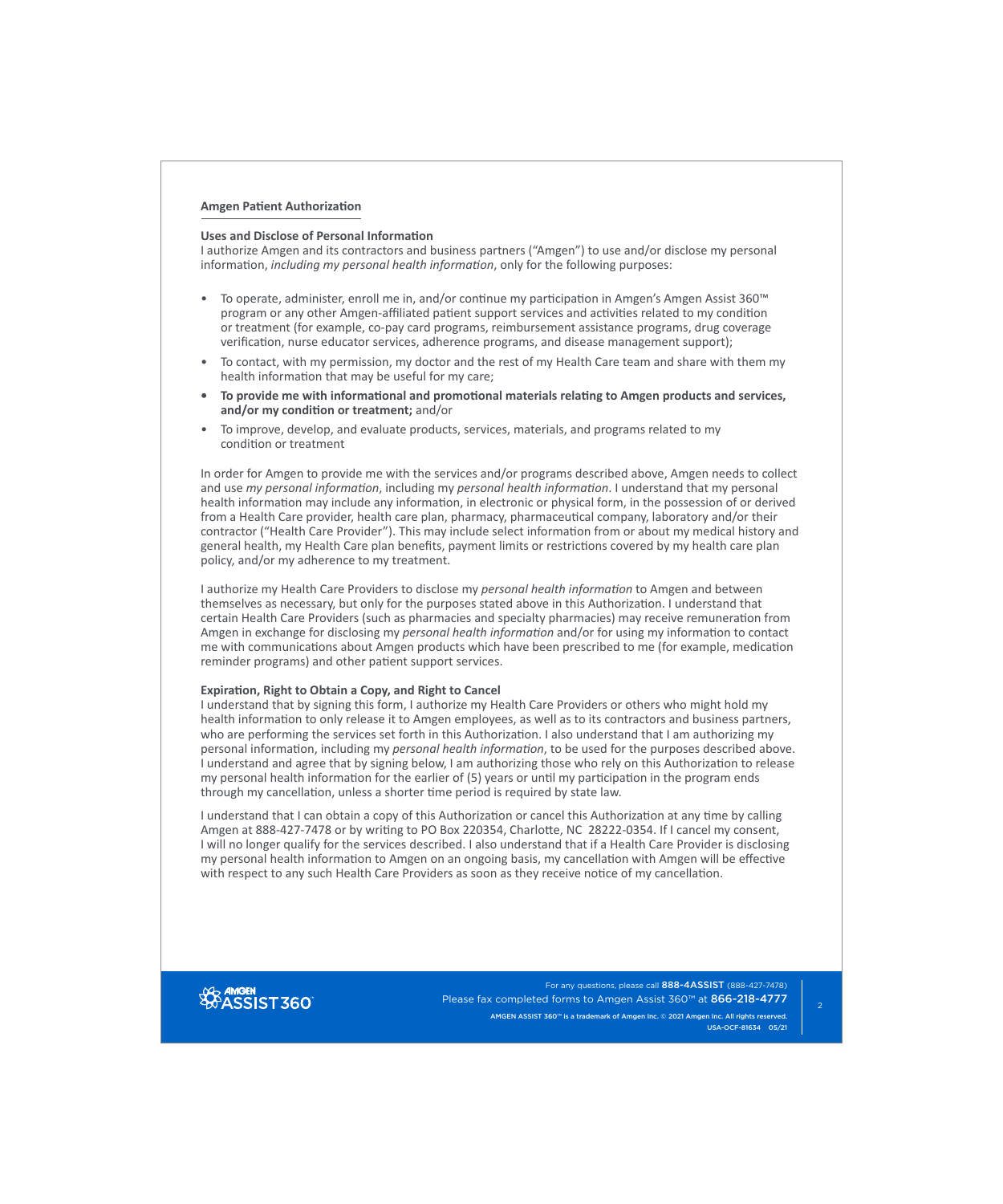## Amgen Patient Authorization

**Uses and Disclose of Personal Information**

I authorize Amgen and its contractors and business partners ("Amgen") to use and/or disclose my personal information, *including my personal health information*, only for the following purposes:

- To operate, administer, enroll me in, and/or continue my participation in Amgen's Amgen Assist 360™ program or any other Amgen-affiliated patient support services and activities related to my condition or treatment (for example, co-pay card programs, reimbursement assistance programs, drug coverage verification, nurse educator services, adherence programs, and disease management support);
- To contact, with my permission, my doctor and the rest of my Health Care team and share with them my health information that may be useful for my care;
- **To provide me with informational and promotional materials relating to Amgen products and services, and/or my condition or treatment;** and/or
- To improve, develop, and evaluate products, services, materials, and programs related to my condition or treatment

In order for Amgen to provide me with the services and/or programs described above, Amgen needs to collect and use *my personal information*, including my *personal health information*. I understand that my personal health information may include any information, in electronic or physical form, in the possession of or derived from a Health Care provider, health care plan, pharmacy, pharmaceutical company, laboratory and/or their contractor ("Health Care Provider"). This may include select information from or about my medical history and general health, my Health Care plan benefits, payment limits or restrictions covered by my health care plan policy, and/or my adherence to my treatment.

I authorize my Health Care Providers to disclose my *personal health information* to Amgen and between themselves as necessary, but only for the purposes stated above in this Authorization. I understand that certain Health Care Providers (such as pharmacies and specialty pharmacies) may receive remuneration from Amgen in exchange for disclosing my *personal health information* and/or for using my information to contact me with communications about Amgen products which have been prescribed to me (for example, medication reminder programs) and other patient support services.

**Expiration, Right to Obtain a Copy, and Right to Cancel**

I understand that by signing this form, I authorize my Health Care Providers or others who might hold my health information to only release it to Amgen employees, as well as to its contractors and business partners, who are performing the services set forth in this Authorization. I also understand that I am authorizing my personal information, including my *personal health information*, to be used for the purposes described above. I understand and agree that by signing below, I am authorizing those who rely on this Authorization to release my personal health information for the earlier of (5) years or until my participation in the program ends through my cancellation, unless a shorter time period is required by state law.

I understand that I can obtain a copy of this Authorization or cancel this Authorization at any time by calling Amgen at 888-427-7478 or by writing to PO Box 220354, Charlotte, NC 28222-0354. If I cancel my consent, I will no longer qualify for the services described. I also understand that if a Health Care Provider is disclosing my personal health information to Amgen on an ongoing basis, my cancellation with Amgen will be effective with respect to any such Health Care Providers as soon as they receive notice of my cancellation.

AMGEN ASSIST 360™

For any questions, please call **888-4ASSIST** (888-427-7478)

Please fax completed forms to Amgen Assist 360™ at **866-218-4777**

**AMGEN ASSIST 360™ is a trademark of Amgen Inc. © 2021 Amgen Inc. All rights reserved.**

**USA-OCF-81634 05/21**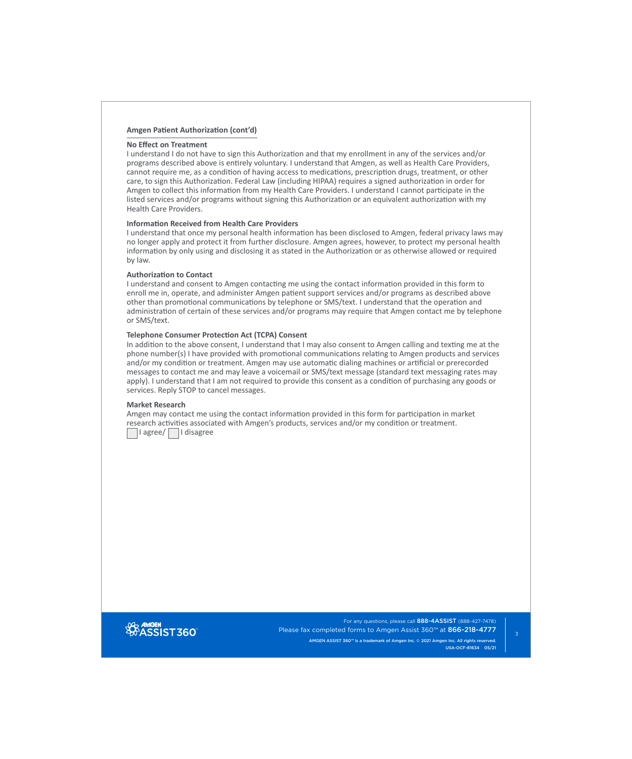## Amgen Patient Authorization (cont'd)

### No Effect on Treatment

I understand I do not have to sign this Authorization and that my enrollment in any of the services and/or programs described above is entirely voluntary. I understand that Amgen, as well as Health Care Providers, cannot require me, as a condition of having access to medications, prescription drugs, treatment, or other care, to sign this Authorization. Federal Law (including HIPAA) requires a signed authorization in order for Amgen to collect this information from my Health Care Providers. I understand I cannot participate in the listed services and/or programs without signing this Authorization or an equivalent authorization with my Health Care Providers.

### Information Received from Health Care Providers

I understand that once my personal health information has been disclosed to Amgen, federal privacy laws may no longer apply and protect it from further disclosure. Amgen agrees, however, to protect my personal health information by only using and disclosing it as stated in the Authorization or as otherwise allowed or required by law.

### Authorization to Contact

I understand and consent to Amgen contacting me using the contact information provided in this form to enroll me in, operate, and administer Amgen patient support services and/or programs as described above other than promotional communications by telephone or SMS/text. I understand that the operation and administration of certain of these services and/or programs may require that Amgen contact me by telephone or SMS/text.

### Telephone Consumer Protection Act (TCPA) Consent

In addition to the above consent, I understand that I may also consent to Amgen calling and texting me at the phone number(s) I have provided with promotional communications relating to Amgen products and services and/or my condition or treatment. Amgen may use automatic dialing machines or artificial or prerecorded messages to contact me and may leave a voicemail or SMS/text message (standard text messaging rates may apply). I understand that I am not required to provide this consent as a condition of purchasing any goods or services. Reply STOP to cancel messages.

### Market Research

Amgen may contact me using the contact information provided in this form for participation in market research activities associated with Amgen's products, services and/or my condition or treatment.

☐ I agree/ ☐ I disagree

AMGEN ASSIST 360™

For any questions, please call **888-4ASSIST** (888-427-7478)

Please fax completed forms to Amgen Assist 360™ at **866-218-4777**

AMGEN ASSIST 360™ is a trademark of Amgen Inc. © 2021 Amgen Inc. All rights reserved.
USA-OCF-81634 05/21